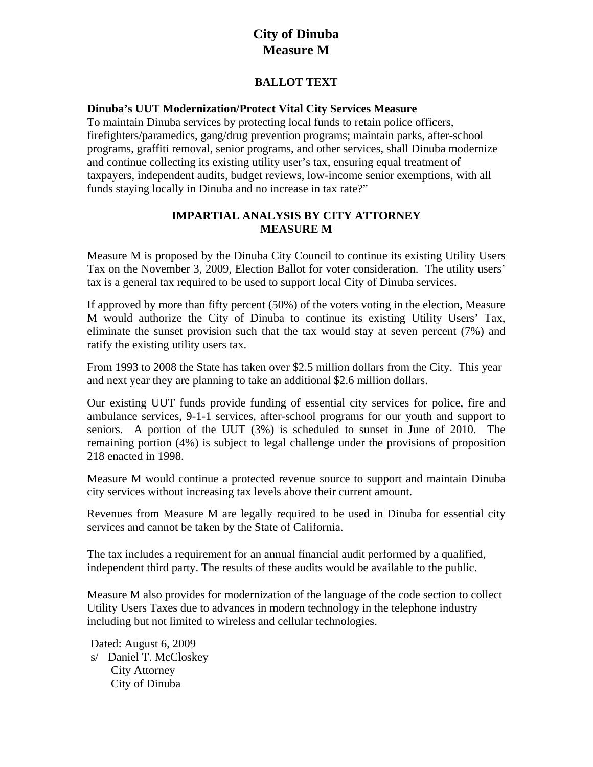# City of Dinuba
# Measure M

## BALLOT TEXT

**Dinuba's UUT Modernization/Protect Vital City Services Measure**
To maintain Dinuba services by protecting local funds to retain police officers, firefighters/paramedics, gang/drug prevention programs; maintain parks, after-school programs, graffiti removal, senior programs, and other services, shall Dinuba modernize and continue collecting its existing utility user's tax, ensuring equal treatment of taxpayers, independent audits, budget reviews, low-income senior exemptions, with all funds staying locally in Dinuba and no increase in tax rate?"

## IMPARTIAL ANALYSIS BY CITY ATTORNEY
## MEASURE M

Measure M is proposed by the Dinuba City Council to continue its existing Utility Users Tax on the November 3, 2009, Election Ballot for voter consideration. The utility users' tax is a general tax required to be used to support local City of Dinuba services.

If approved by more than fifty percent (50%) of the voters voting in the election, Measure M would authorize the City of Dinuba to continue its existing Utility Users' Tax, eliminate the sunset provision such that the tax would stay at seven percent (7%) and ratify the existing utility users tax.

From 1993 to 2008 the State has taken over $2.5 million dollars from the City. This year and next year they are planning to take an additional $2.6 million dollars.

Our existing UUT funds provide funding of essential city services for police, fire and ambulance services, 9-1-1 services, after-school programs for our youth and support to seniors. A portion of the UUT (3%) is scheduled to sunset in June of 2010. The remaining portion (4%) is subject to legal challenge under the provisions of proposition 218 enacted in 1998.

Measure M would continue a protected revenue source to support and maintain Dinuba city services without increasing tax levels above their current amount.

Revenues from Measure M are legally required to be used in Dinuba for essential city services and cannot be taken by the State of California.

The tax includes a requirement for an annual financial audit performed by a qualified, independent third party. The results of these audits would be available to the public.

Measure M also provides for modernization of the language of the code section to collect Utility Users Taxes due to advances in modern technology in the telephone industry including but not limited to wireless and cellular technologies.

Dated: August 6, 2009
s/ Daniel T. McCloskey
City Attorney
City of Dinuba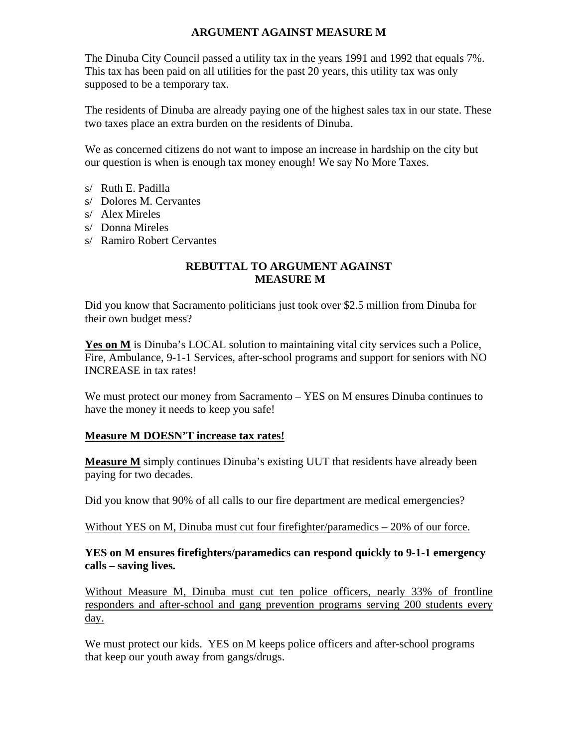## ARGUMENT AGAINST MEASURE M

The Dinuba City Council passed a utility tax in the years 1991 and 1992 that equals 7%. This tax has been paid on all utilities for the past 20 years, this utility tax was only supposed to be a temporary tax.

The residents of Dinuba are already paying one of the highest sales tax in our state. These two taxes place an extra burden on the residents of Dinuba.

We as concerned citizens do not want to impose an increase in hardship on the city but our question is when is enough tax money enough! We say No More Taxes.

s/ Ruth E. Padilla
s/ Dolores M. Cervantes
s/ Alex Mireles
s/ Donna Mireles
s/ Ramiro Robert Cervantes

## REBUTTAL TO ARGUMENT AGAINST MEASURE M

Did you know that Sacramento politicians just took over $2.5 million from Dinuba for their own budget mess?

**Yes on M** is Dinuba's LOCAL solution to maintaining vital city services such a Police, Fire, Ambulance, 9-1-1 Services, after-school programs and support for seniors with NO INCREASE in tax rates!

We must protect our money from Sacramento – YES on M ensures Dinuba continues to have the money it needs to keep you safe!

**Measure M DOESN'T increase tax rates!**

**Measure M** simply continues Dinuba's existing UUT that residents have already been paying for two decades.

Did you know that 90% of all calls to our fire department are medical emergencies?

Without YES on M, Dinuba must cut four firefighter/paramedics – 20% of our force.

**YES on M ensures firefighters/paramedics can respond quickly to 9-1-1 emergency calls – saving lives.**

Without Measure M, Dinuba must cut ten police officers, nearly 33% of frontline responders and after-school and gang prevention programs serving 200 students every day.

We must protect our kids. YES on M keeps police officers and after-school programs that keep our youth away from gangs/drugs.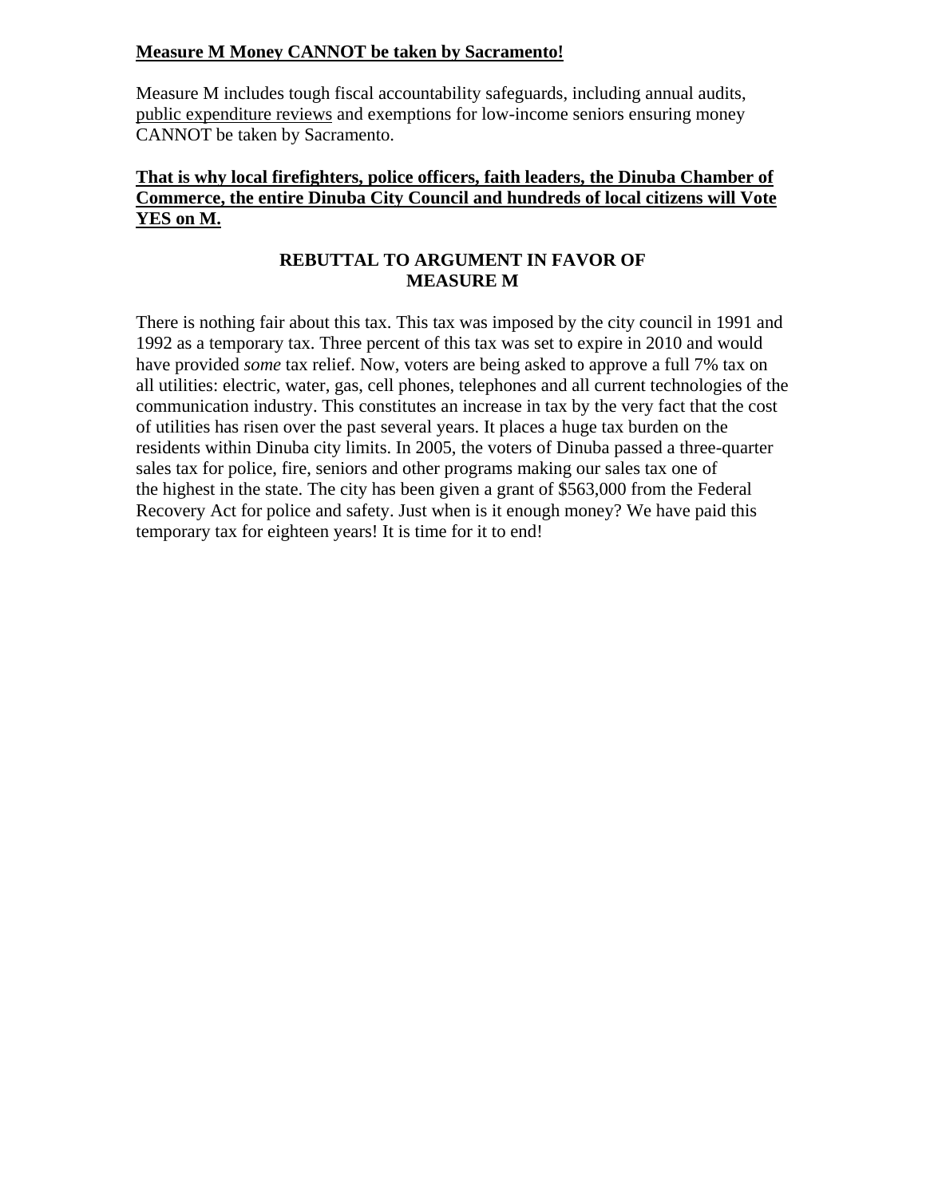<u>**Measure M Money CANNOT be taken by Sacramento!**</u>

Measure M includes tough fiscal accountability safeguards, including annual audits, <u>public expenditure reviews</u> and exemptions for low-income seniors ensuring money CANNOT be taken by Sacramento.

<u>**That is why local firefighters, police officers, faith leaders, the Dinuba Chamber of Commerce, the entire Dinuba City Council and hundreds of local citizens will Vote YES on M.**</u>

## REBUTTAL TO ARGUMENT IN FAVOR OF MEASURE M

There is nothing fair about this tax. This tax was imposed by the city council in 1991 and 1992 as a temporary tax. Three percent of this tax was set to expire in 2010 and would have provided *some* tax relief. Now, voters are being asked to approve a full 7% tax on all utilities: electric, water, gas, cell phones, telephones and all current technologies of the communication industry. This constitutes an increase in tax by the very fact that the cost of utilities has risen over the past several years. It places a huge tax burden on the residents within Dinuba city limits. In 2005, the voters of Dinuba passed a three-quarter sales tax for police, fire, seniors and other programs making our sales tax one of the highest in the state. The city has been given a grant of $563,000 from the Federal Recovery Act for police and safety. Just when is it enough money? We have paid this temporary tax for eighteen years! It is time for it to end!